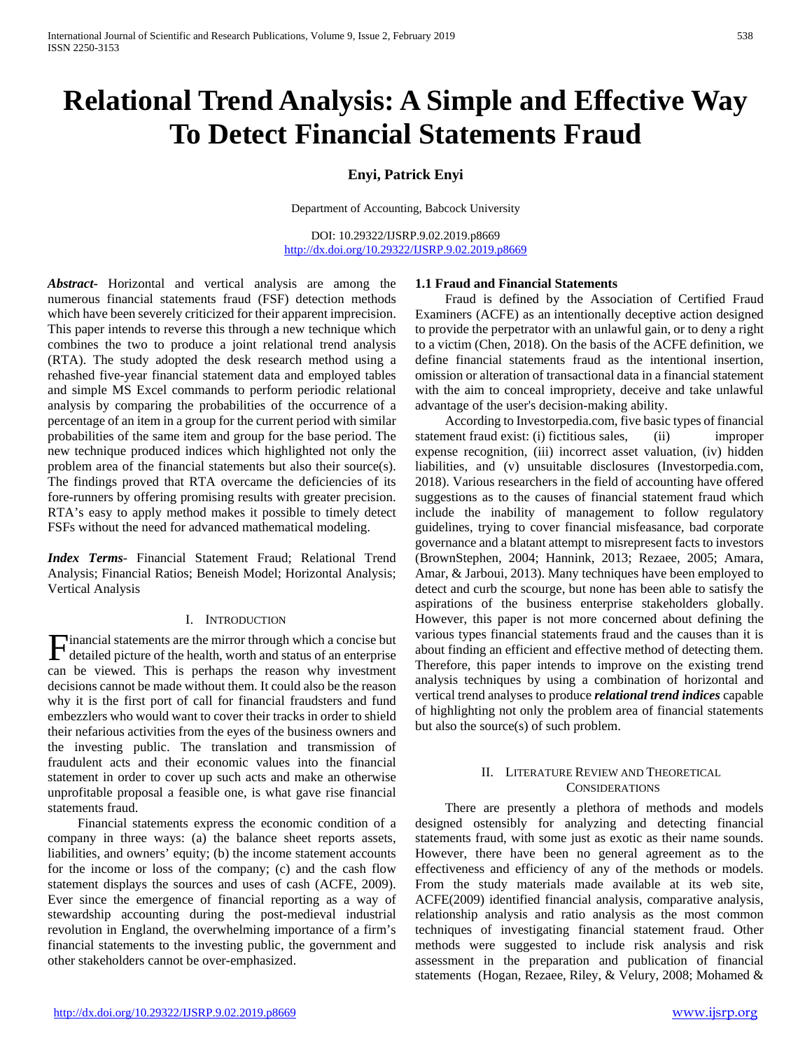# Relational Trend Analysis: A Simple and Effective Way To Detect Financial Statements Fraud

**Enyi, Patrick Enyi**

Department of Accounting, Babcock University

DOI: 10.29322/IJSRP.9.02.2019.p8669
http://dx.doi.org/10.29322/IJSRP.9.02.2019.p8669

***Abstract*-** Horizontal and vertical analysis are among the numerous financial statements fraud (FSF) detection methods which have been severely criticized for their apparent imprecision. This paper intends to reverse this through a new technique which combines the two to produce a joint relational trend analysis (RTA). The study adopted the desk research method using a rehashed five-year financial statement data and employed tables and simple MS Excel commands to perform periodic relational analysis by comparing the probabilities of the occurrence of a percentage of an item in a group for the current period with similar probabilities of the same item and group for the base period. The new technique produced indices which highlighted not only the problem area of the financial statements but also their source(s). The findings proved that RTA overcame the deficiencies of its fore-runners by offering promising results with greater precision. RTA's easy to apply method makes it possible to timely detect FSFs without the need for advanced mathematical modeling.

***Index Terms*-** Financial Statement Fraud; Relational Trend Analysis; Financial Ratios; Beneish Model; Horizontal Analysis; Vertical Analysis

## I. Introduction

Financial statements are the mirror through which a concise but detailed picture of the health, worth and status of an enterprise can be viewed. This is perhaps the reason why investment decisions cannot be made without them. It could also be the reason why it is the first port of call for financial fraudsters and fund embezzlers who would want to cover their tracks in order to shield their nefarious activities from the eyes of the business owners and the investing public. The translation and transmission of fraudulent acts and their economic values into the financial statement in order to cover up such acts and make an otherwise unprofitable proposal a feasible one, is what gave rise financial statements fraud.

Financial statements express the economic condition of a company in three ways: (a) the balance sheet reports assets, liabilities, and owners' equity; (b) the income statement accounts for the income or loss of the company; (c) and the cash flow statement displays the sources and uses of cash (ACFE, 2009). Ever since the emergence of financial reporting as a way of stewardship accounting during the post-medieval industrial revolution in England, the overwhelming importance of a firm's financial statements to the investing public, the government and other stakeholders cannot be over-emphasized.

### 1.1 Fraud and Financial Statements

Fraud is defined by the Association of Certified Fraud Examiners (ACFE) as an intentionally deceptive action designed to provide the perpetrator with an unlawful gain, or to deny a right to a victim (Chen, 2018). On the basis of the ACFE definition, we define financial statements fraud as the intentional insertion, omission or alteration of transactional data in a financial statement with the aim to conceal impropriety, deceive and take unlawful advantage of the user's decision-making ability.

According to Investorpedia.com, five basic types of financial statement fraud exist: (i) fictitious sales, (ii) improper expense recognition, (iii) incorrect asset valuation, (iv) hidden liabilities, and (v) unsuitable disclosures (Investorpedia.com, 2018). Various researchers in the field of accounting have offered suggestions as to the causes of financial statement fraud which include the inability of management to follow regulatory guidelines, trying to cover financial misfeasance, bad corporate governance and a blatant attempt to misrepresent facts to investors (BrownStephen, 2004; Hannink, 2013; Rezaee, 2005; Amara, Amar, & Jarboui, 2013). Many techniques have been employed to detect and curb the scourge, but none has been able to satisfy the aspirations of the business enterprise stakeholders globally. However, this paper is not more concerned about defining the various types financial statements fraud and the causes than it is about finding an efficient and effective method of detecting them. Therefore, this paper intends to improve on the existing trend analysis techniques by using a combination of horizontal and vertical trend analyses to produce ***relational trend indices*** capable of highlighting not only the problem area of financial statements but also the source(s) of such problem.

## II. Literature Review and Theoretical Considerations

There are presently a plethora of methods and models designed ostensibly for analyzing and detecting financial statements fraud, with some just as exotic as their name sounds. However, there have been no general agreement as to the effectiveness and efficiency of any of the methods or models. From the study materials made available at its web site, ACFE(2009) identified financial analysis, comparative analysis, relationship analysis and ratio analysis as the most common techniques of investigating financial statement fraud. Other methods were suggested to include risk analysis and risk assessment in the preparation and publication of financial statements (Hogan, Rezaee, Riley, & Velury, 2008; Mohamed &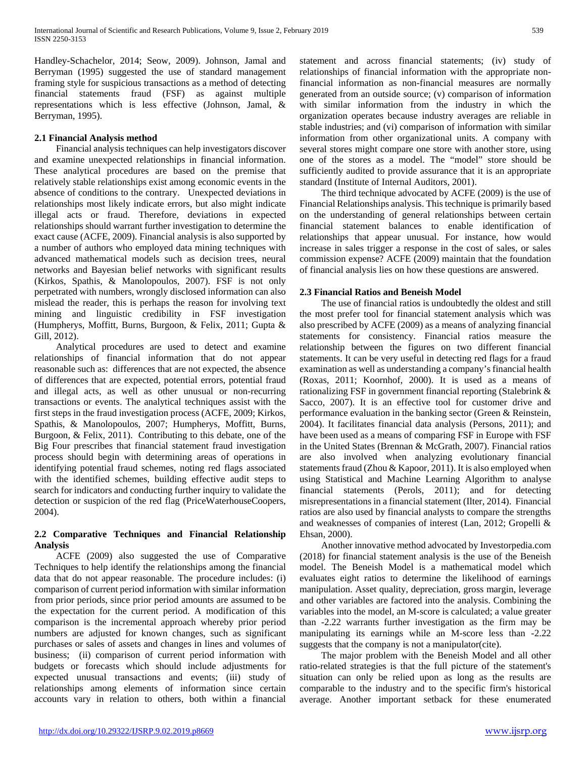Handley-Schachelor, 2014; Seow, 2009). Johnson, Jamal and Berryman (1995) suggested the use of standard management framing style for suspicious transactions as a method of detecting financial statements fraud (FSF) as against multiple representations which is less effective (Johnson, Jamal, & Berryman, 1995).

### 2.1 Financial Analysis method

Financial analysis techniques can help investigators discover and examine unexpected relationships in financial information. These analytical procedures are based on the premise that relatively stable relationships exist among economic events in the absence of conditions to the contrary. Unexpected deviations in relationships most likely indicate errors, but also might indicate illegal acts or fraud. Therefore, deviations in expected relationships should warrant further investigation to determine the exact cause (ACFE, 2009). Financial analysis is also supported by a number of authors who employed data mining techniques with advanced mathematical models such as decision trees, neural networks and Bayesian belief networks with significant results (Kirkos, Spathis, & Manolopoulos, 2007). FSF is not only perpetrated with numbers, wrongly disclosed information can also mislead the reader, this is perhaps the reason for involving text mining and linguistic credibility in FSF investigation (Humpherys, Moffitt, Burns, Burgoon, & Felix, 2011; Gupta & Gill, 2012).

Analytical procedures are used to detect and examine relationships of financial information that do not appear reasonable such as: differences that are not expected, the absence of differences that are expected, potential errors, potential fraud and illegal acts, as well as other unusual or non-recurring transactions or events. The analytical techniques assist with the first steps in the fraud investigation process (ACFE, 2009; Kirkos, Spathis, & Manolopoulos, 2007; Humpherys, Moffitt, Burns, Burgoon, & Felix, 2011). Contributing to this debate, one of the Big Four prescribes that financial statement fraud investigation process should begin with determining areas of operations in identifying potential fraud schemes, noting red flags associated with the identified schemes, building effective audit steps to search for indicators and conducting further inquiry to validate the detection or suspicion of the red flag (PriceWaterhouseCoopers, 2004).

### 2.2 Comparative Techniques and Financial Relationship Analysis

ACFE (2009) also suggested the use of Comparative Techniques to help identify the relationships among the financial data that do not appear reasonable. The procedure includes: (i) comparison of current period information with similar information from prior periods, since prior period amounts are assumed to be the expectation for the current period. A modification of this comparison is the incremental approach whereby prior period numbers are adjusted for known changes, such as significant purchases or sales of assets and changes in lines and volumes of business; (ii) comparison of current period information with budgets or forecasts which should include adjustments for expected unusual transactions and events; (iii) study of relationships among elements of information since certain accounts vary in relation to others, both within a financial statement and across financial statements; (iv) study of relationships of financial information with the appropriate non-financial information as non-financial measures are normally generated from an outside source; (v) comparison of information with similar information from the industry in which the organization operates because industry averages are reliable in stable industries; and (vi) comparison of information with similar information from other organizational units. A company with several stores might compare one store with another store, using one of the stores as a model. The "model" store should be sufficiently audited to provide assurance that it is an appropriate standard (Institute of Internal Auditors, 2001).

The third technique advocated by ACFE (2009) is the use of Financial Relationships analysis. This technique is primarily based on the understanding of general relationships between certain financial statement balances to enable identification of relationships that appear unusual. For instance, how would increase in sales trigger a response in the cost of sales, or sales commission expense? ACFE (2009) maintain that the foundation of financial analysis lies on how these questions are answered.

### 2.3 Financial Ratios and Beneish Model

The use of financial ratios is undoubtedly the oldest and still the most prefer tool for financial statement analysis which was also prescribed by ACFE (2009) as a means of analyzing financial statements for consistency. Financial ratios measure the relationship between the figures on two different financial statements. It can be very useful in detecting red flags for a fraud examination as well as understanding a company's financial health (Roxas, 2011; Koornhof, 2000). It is used as a means of rationalizing FSF in government financial reporting (Stalebrink & Sacco, 2007). It is an effective tool for customer drive and performance evaluation in the banking sector (Green & Reinstein, 2004). It facilitates financial data analysis (Persons, 2011); and have been used as a means of comparing FSF in Europe with FSF in the United States (Brennan & McGrath, 2007). Financial ratios are also involved when analyzing evolutionary financial statements fraud (Zhou & Kapoor, 2011). It is also employed when using Statistical and Machine Learning Algorithm to analyse financial statements (Perols, 2011); and for detecting misrepresentations in a financial statement (Ilter, 2014). Financial ratios are also used by financial analysts to compare the strengths and weaknesses of companies of interest (Lan, 2012; Gropelli & Ehsan, 2000).

Another innovative method advocated by Investorpedia.com (2018) for financial statement analysis is the use of the Beneish model. The Beneish Model is a mathematical model which evaluates eight ratios to determine the likelihood of earnings manipulation. Asset quality, depreciation, gross margin, leverage and other variables are factored into the analysis. Combining the variables into the model, an M-score is calculated; a value greater than -2.22 warrants further investigation as the firm may be manipulating its earnings while an M-score less than -2.22 suggests that the company is not a manipulator(cite).

The major problem with the Beneish Model and all other ratio-related strategies is that the full picture of the statement's situation can only be relied upon as long as the results are comparable to the industry and to the specific firm's historical average. Another important setback for these enumerated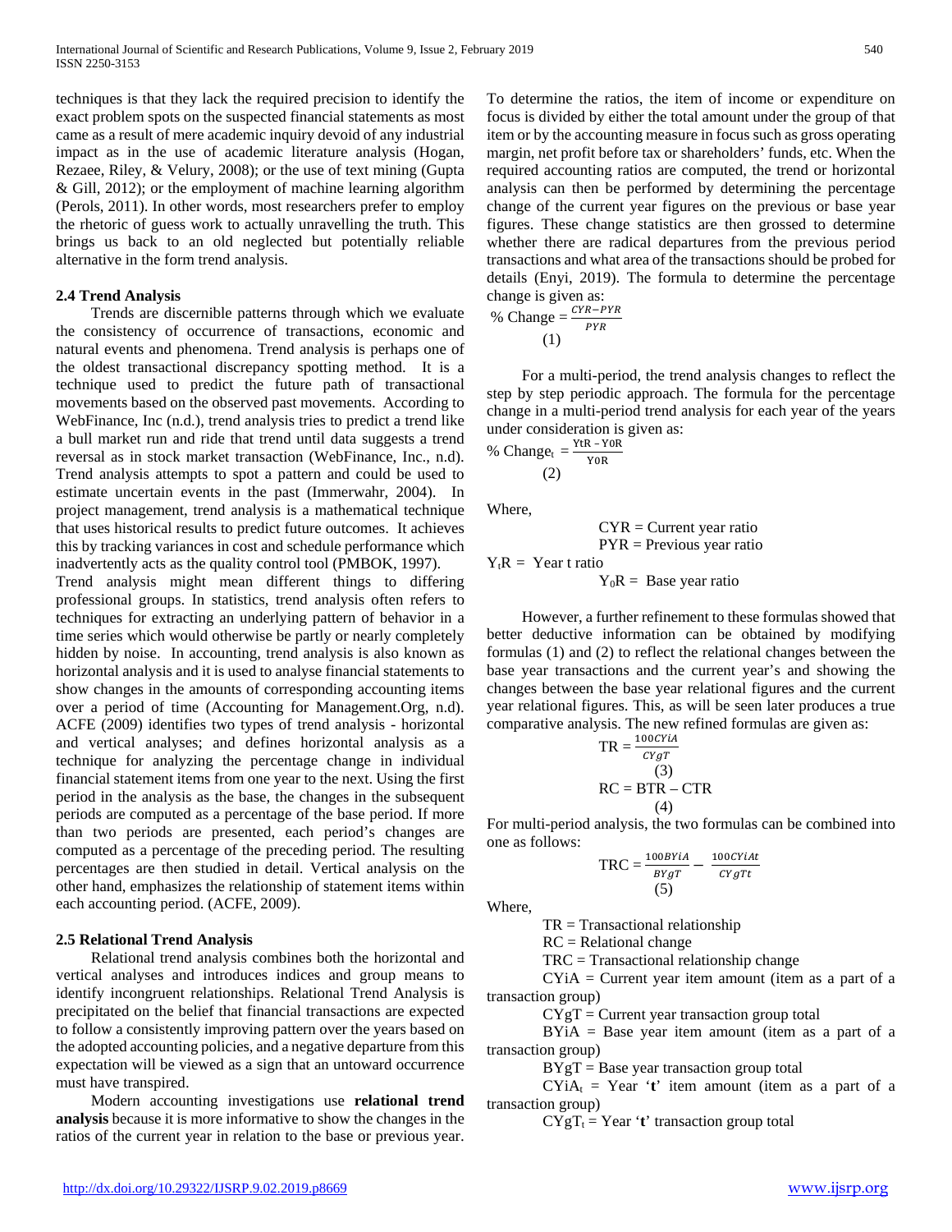techniques is that they lack the required precision to identify the exact problem spots on the suspected financial statements as most came as a result of mere academic inquiry devoid of any industrial impact as in the use of academic literature analysis (Hogan, Rezaee, Riley, & Velury, 2008); or the use of text mining (Gupta & Gill, 2012); or the employment of machine learning algorithm (Perols, 2011). In other words, most researchers prefer to employ the rhetoric of guess work to actually unravelling the truth. This brings us back to an old neglected but potentially reliable alternative in the form trend analysis.

### 2.4 Trend Analysis

Trends are discernible patterns through which we evaluate the consistency of occurrence of transactions, economic and natural events and phenomena. Trend analysis is perhaps one of the oldest transactional discrepancy spotting method. It is a technique used to predict the future path of transactional movements based on the observed past movements. According to WebFinance, Inc (n.d.), trend analysis tries to predict a trend like a bull market run and ride that trend until data suggests a trend reversal as in stock market transaction (WebFinance, Inc., n.d). Trend analysis attempts to spot a pattern and could be used to estimate uncertain events in the past (Immerwahr, 2004). In project management, trend analysis is a mathematical technique that uses historical results to predict future outcomes. It achieves this by tracking variances in cost and schedule performance which inadvertently acts as the quality control tool (PMBOK, 1997).

Trend analysis might mean different things to differing professional groups. In statistics, trend analysis often refers to techniques for extracting an underlying pattern of behavior in a time series which would otherwise be partly or nearly completely hidden by noise. In accounting, trend analysis is also known as horizontal analysis and it is used to analyse financial statements to show changes in the amounts of corresponding accounting items over a period of time (Accounting for Management.Org, n.d). ACFE (2009) identifies two types of trend analysis - horizontal and vertical analyses; and defines horizontal analysis as a technique for analyzing the percentage change in individual financial statement items from one year to the next. Using the first period in the analysis as the base, the changes in the subsequent periods are computed as a percentage of the base period. If more than two periods are presented, each period's changes are computed as a percentage of the preceding period. The resulting percentages are then studied in detail. Vertical analysis on the other hand, emphasizes the relationship of statement items within each accounting period. (ACFE, 2009).

### 2.5 Relational Trend Analysis

Relational trend analysis combines both the horizontal and vertical analyses and introduces indices and group means to identify incongruent relationships. Relational Trend Analysis is precipitated on the belief that financial transactions are expected to follow a consistently improving pattern over the years based on the adopted accounting policies, and a negative departure from this expectation will be viewed as a sign that an untoward occurrence must have transpired.

Modern accounting investigations use **relational trend analysis** because it is more informative to show the changes in the ratios of the current year in relation to the base or previous year. To determine the ratios, the item of income or expenditure on focus is divided by either the total amount under the group of that item or by the accounting measure in focus such as gross operating margin, net profit before tax or shareholders' funds, etc. When the required accounting ratios are computed, the trend or horizontal analysis can then be performed by determining the percentage change of the current year figures on the previous or base year figures. These change statistics are then grossed to determine whether there are radical departures from the previous period transactions and what area of the transactions should be probed for details (Enyi, 2019). The formula to determine the percentage change is given as:

$$\% \text{ Change} = \frac{CYR - PYR}{PYR} \quad (1)$$

For a multi-period, the trend analysis changes to reflect the step by step periodic approach. The formula for the percentage change in a multi-period trend analysis for each year of the years under consideration is given as:

$$\% \text{ Change}_t = \frac{Y_tR - Y_0R}{Y_0R} \quad (2)$$

Where,

CYR = Current year ratio

PYR = Previous year ratio

$Y_tR$ = Year t ratio

$Y_0R$ = Base year ratio

However, a further refinement to these formulas showed that better deductive information can be obtained by modifying formulas (1) and (2) to reflect the relational changes between the base year transactions and the current year's and showing the changes between the base year relational figures and the current year relational figures. This, as will be seen later produces a true comparative analysis. The new refined formulas are given as:

$$TR = \frac{100CYiA}{CYgT} \quad (3)$$

$$RC = BTR - CTR \quad (4)$$

For multi-period analysis, the two formulas can be combined into one as follows:

$$TRC = \frac{100BYiA}{BYgT} - \frac{100CYiAt}{CYgTt} \quad (5)$$

Where,

TR = Transactional relationship

RC = Relational change

TRC = Transactional relationship change

CYiA = Current year item amount (item as a part of a transaction group)

CYgT = Current year transaction group total

BYiA = Base year item amount (item as a part of a transaction group)

BYgT = Base year transaction group total

$CYiA_t$ = Year '**t**' item amount (item as a part of a transaction group)

$CYgT_t$ = Year '**t**' transaction group total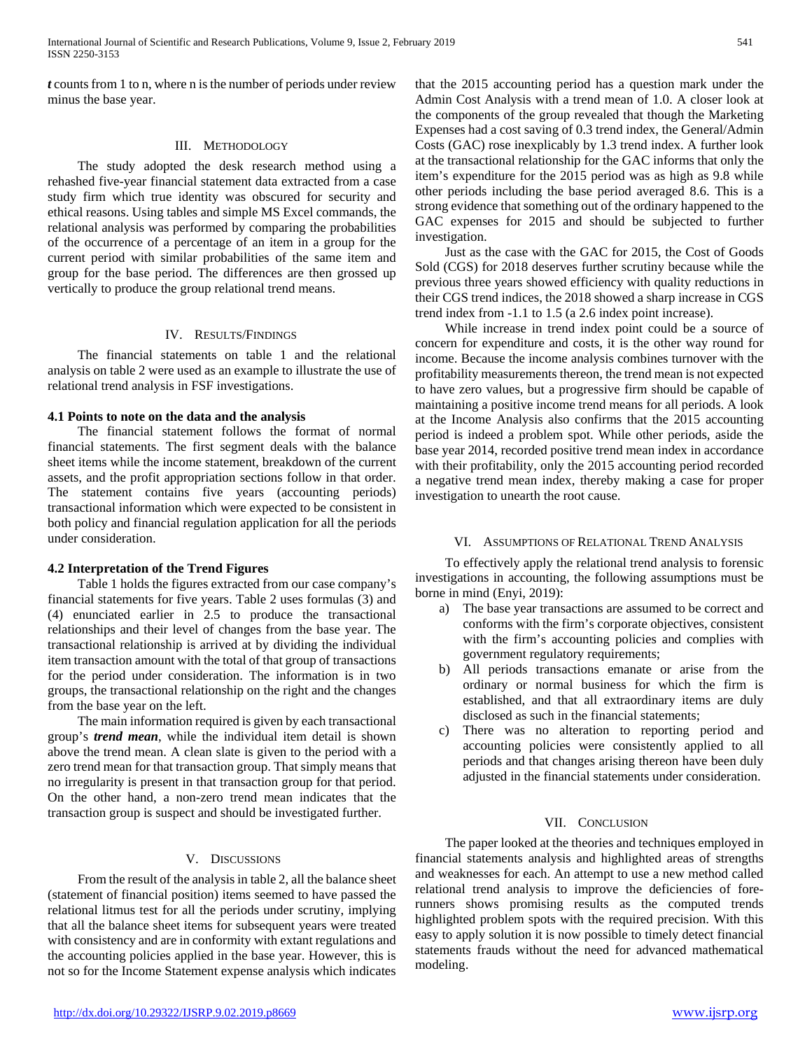***t*** counts from 1 to n, where n is the number of periods under review minus the base year.

## III. Methodology

The study adopted the desk research method using a rehashed five-year financial statement data extracted from a case study firm which true identity was obscured for security and ethical reasons. Using tables and simple MS Excel commands, the relational analysis was performed by comparing the probabilities of the occurrence of a percentage of an item in a group for the current period with similar probabilities of the same item and group for the base period. The differences are then grossed up vertically to produce the group relational trend means.

## IV. Results/Findings

The financial statements on table 1 and the relational analysis on table 2 were used as an example to illustrate the use of relational trend analysis in FSF investigations.

### 4.1 Points to note on the data and the analysis

The financial statement follows the format of normal financial statements. The first segment deals with the balance sheet items while the income statement, breakdown of the current assets, and the profit appropriation sections follow in that order. The statement contains five years (accounting periods) transactional information which were expected to be consistent in both policy and financial regulation application for all the periods under consideration.

### 4.2 Interpretation of the Trend Figures

Table 1 holds the figures extracted from our case company's financial statements for five years. Table 2 uses formulas (3) and (4) enunciated earlier in 2.5 to produce the transactional relationships and their level of changes from the base year. The transactional relationship is arrived at by dividing the individual item transaction amount with the total of that group of transactions for the period under consideration. The information is in two groups, the transactional relationship on the right and the changes from the base year on the left.

The main information required is given by each transactional group's ***trend mean***, while the individual item detail is shown above the trend mean. A clean slate is given to the period with a zero trend mean for that transaction group. That simply means that no irregularity is present in that transaction group for that period. On the other hand, a non-zero trend mean indicates that the transaction group is suspect and should be investigated further.

## V. Discussions

From the result of the analysis in table 2, all the balance sheet (statement of financial position) items seemed to have passed the relational litmus test for all the periods under scrutiny, implying that all the balance sheet items for subsequent years were treated with consistency and are in conformity with extant regulations and the accounting policies applied in the base year. However, this is not so for the Income Statement expense analysis which indicates that the 2015 accounting period has a question mark under the Admin Cost Analysis with a trend mean of 1.0. A closer look at the components of the group revealed that though the Marketing Expenses had a cost saving of 0.3 trend index, the General/Admin Costs (GAC) rose inexplicably by 1.3 trend index. A further look at the transactional relationship for the GAC informs that only the item's expenditure for the 2015 period was as high as 9.8 while other periods including the base period averaged 8.6. This is a strong evidence that something out of the ordinary happened to the GAC expenses for 2015 and should be subjected to further investigation.

Just as the case with the GAC for 2015, the Cost of Goods Sold (CGS) for 2018 deserves further scrutiny because while the previous three years showed efficiency with quality reductions in their CGS trend indices, the 2018 showed a sharp increase in CGS trend index from -1.1 to 1.5 (a 2.6 index point increase).

While increase in trend index point could be a source of concern for expenditure and costs, it is the other way round for income. Because the income analysis combines turnover with the profitability measurements thereon, the trend mean is not expected to have zero values, but a progressive firm should be capable of maintaining a positive income trend means for all periods. A look at the Income Analysis also confirms that the 2015 accounting period is indeed a problem spot. While other periods, aside the base year 2014, recorded positive trend mean index in accordance with their profitability, only the 2015 accounting period recorded a negative trend mean index, thereby making a case for proper investigation to unearth the root cause.

## VI. Assumptions of Relational Trend Analysis

To effectively apply the relational trend analysis to forensic investigations in accounting, the following assumptions must be borne in mind (Enyi, 2019):

a) The base year transactions are assumed to be correct and conforms with the firm's corporate objectives, consistent with the firm's accounting policies and complies with government regulatory requirements;
b) All periods transactions emanate or arise from the ordinary or normal business for which the firm is established, and that all extraordinary items are duly disclosed as such in the financial statements;
c) There was no alteration to reporting period and accounting policies were consistently applied to all periods and that changes arising thereon have been duly adjusted in the financial statements under consideration.

## VII. Conclusion

The paper looked at the theories and techniques employed in financial statements analysis and highlighted areas of strengths and weaknesses for each. An attempt to use a new method called relational trend analysis to improve the deficiencies of fore-runners shows promising results as the computed trends highlighted problem spots with the required precision. With this easy to apply solution it is now possible to timely detect financial statements frauds without the need for advanced mathematical modeling.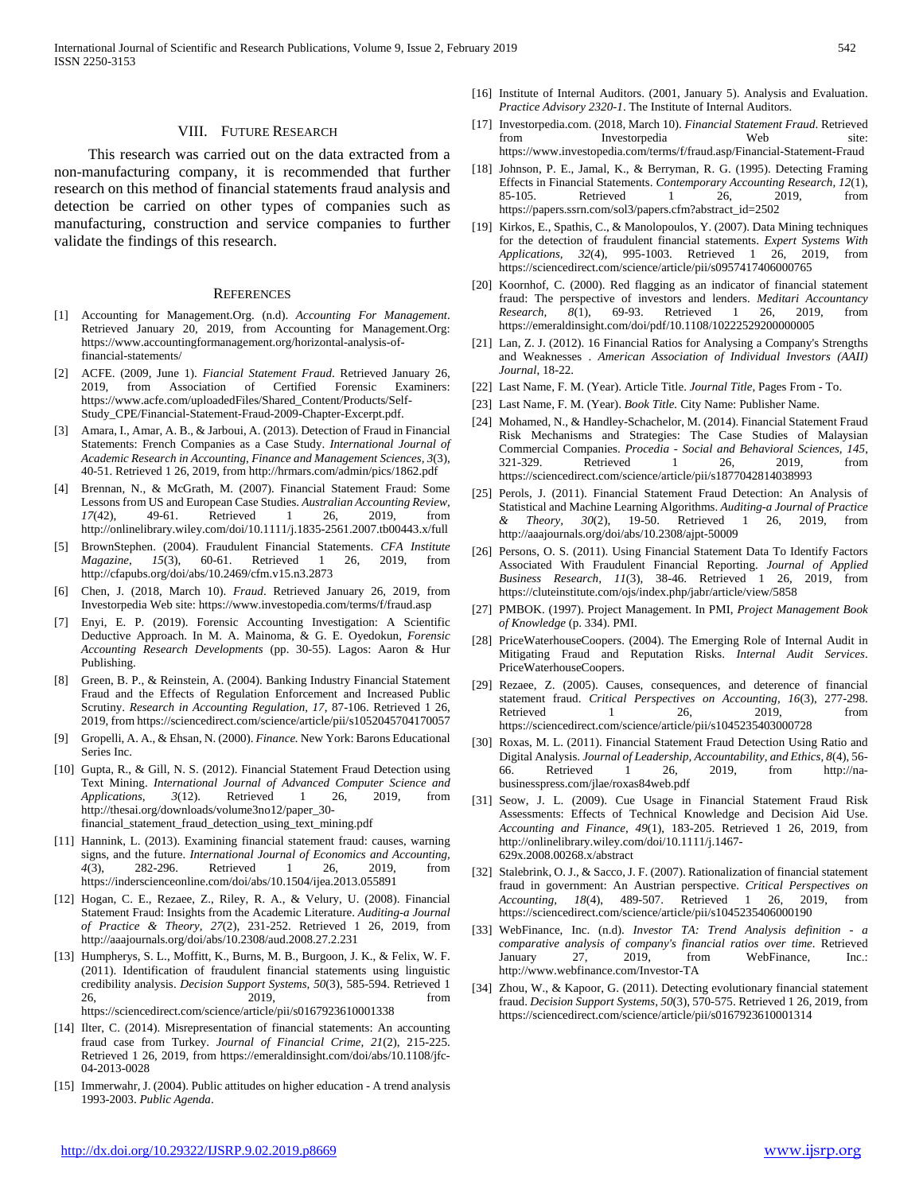## VIII. Future Research

This research was carried out on the data extracted from a non-manufacturing company, it is recommended that further research on this method of financial statements fraud analysis and detection be carried on other types of companies such as manufacturing, construction and service companies to further validate the findings of this research.

## References

[1] Accounting for Management.Org. (n.d). *Accounting For Management*. Retrieved January 20, 2019, from Accounting for Management.Org: https://www.accountingformanagement.org/horizontal-analysis-of-financial-statements/

[2] ACFE. (2009, June 1). *Fiancial Statement Fraud*. Retrieved January 26, 2019, from Association of Certified Forensic Examiners: https://www.acfe.com/uploadedFiles/Shared_Content/Products/Self-Study_CPE/Financial-Statement-Fraud-2009-Chapter-Excerpt.pdf.

[3] Amara, I., Amar, A. B., & Jarboui, A. (2013). Detection of Fraud in Financial Statements: French Companies as a Case Study. *International Journal of Academic Research in Accounting, Finance and Management Sciences, 3*(3), 40-51. Retrieved 1 26, 2019, from http://hrmars.com/admin/pics/1862.pdf

[4] Brennan, N., & McGrath, M. (2007). Financial Statement Fraud: Some Lessons from US and European Case Studies. *Australian Accounting Review, 17*(42), 49-61. Retrieved 1 26, 2019, from http://onlinelibrary.wiley.com/doi/10.1111/j.1835-2561.2007.tb00443.x/full

[5] BrownStephen. (2004). Fraudulent Financial Statements. *CFA Institute Magazine, 15*(3), 60-61. Retrieved 1 26, 2019, from http://cfapubs.org/doi/abs/10.2469/cfm.v15.n3.2873

[6] Chen, J. (2018, March 10). *Fraud*. Retrieved January 26, 2019, from Investorpedia Web site: https://www.investopedia.com/terms/f/fraud.asp

[7] Enyi, E. P. (2019). Forensic Accounting Investigation: A Scientific Deductive Approach. In M. A. Mainoma, & G. E. Oyedokun, *Forensic Accounting Research Developments* (pp. 30-55). Lagos: Aaron & Hur Publishing.

[8] Green, B. P., & Reinstein, A. (2004). Banking Industry Financial Statement Fraud and the Effects of Regulation Enforcement and Increased Public Scrutiny. *Research in Accounting Regulation, 17*, 87-106. Retrieved 1 26, 2019, from https://sciencedirect.com/science/article/pii/s1052045704170057

[9] Gropelli, A. A., & Ehsan, N. (2000). *Finance.* New York: Barons Educational Series Inc.

[10] Gupta, R., & Gill, N. S. (2012). Financial Statement Fraud Detection using Text Mining. *International Journal of Advanced Computer Science and Applications, 3*(12). Retrieved 1 26, 2019, from http://thesai.org/downloads/volume3no12/paper_30-financial_statement_fraud_detection_using_text_mining.pdf

[11] Hannink, L. (2013). Examining financial statement fraud: causes, warning signs, and the future. *International Journal of Economics and Accounting, 4*(3), 282-296. Retrieved 1 26, 2019, from https://inderscienceonline.com/doi/abs/10.1504/ijea.2013.055891

[12] Hogan, C. E., Rezaee, Z., Riley, R. A., & Velury, U. (2008). Financial Statement Fraud: Insights from the Academic Literature. *Auditing-a Journal of Practice & Theory, 27*(2), 231-252. Retrieved 1 26, 2019, from http://aaajournals.org/doi/abs/10.2308/aud.2008.27.2.231

[13] Humpherys, S. L., Moffitt, K., Burns, M. B., Burgoon, J. K., & Felix, W. F. (2011). Identification of fraudulent financial statements using linguistic credibility analysis. *Decision Support Systems, 50*(3), 585-594. Retrieved 1 26, 2019, from https://sciencedirect.com/science/article/pii/s0167923610001338

[14] Ilter, C. (2014). Misrepresentation of financial statements: An accounting fraud case from Turkey. *Journal of Financial Crime, 21*(2), 215-225. Retrieved 1 26, 2019, from https://emeraldinsight.com/doi/abs/10.1108/jfc-04-2013-0028

[15] Immerwahr, J. (2004). Public attitudes on higher education - A trend analysis 1993-2003. *Public Agenda*.

[16] Institute of Internal Auditors. (2001, January 5). Analysis and Evaluation. *Practice Advisory 2320-1*. The Institute of Internal Auditors.

[17] Investorpedia.com. (2018, March 10). *Financial Statement Fraud*. Retrieved from Investorpedia Web site: https://www.investopedia.com/terms/f/fraud.asp/Financial-Statement-Fraud

[18] Johnson, P. E., Jamal, K., & Berryman, R. G. (1995). Detecting Framing Effects in Financial Statements. *Contemporary Accounting Research, 12*(1), 85-105. Retrieved 1 26, 2019, from https://papers.ssrn.com/sol3/papers.cfm?abstract_id=2502

[19] Kirkos, E., Spathis, C., & Manolopoulos, Y. (2007). Data Mining techniques for the detection of fraudulent financial statements. *Expert Systems With Applications, 32*(4), 995-1003. Retrieved 1 26, 2019, from https://sciencedirect.com/science/article/pii/s0957417406000765

[20] Koornhof, C. (2000). Red flagging as an indicator of financial statement fraud: The perspective of investors and lenders. *Meditari Accountancy Research, 8*(1), 69-93. Retrieved 1 26, 2019, from https://emeraldinsight.com/doi/pdf/10.1108/10222529200000005

[21] Lan, Z. J. (2012). 16 Financial Ratios for Analysing a Company's Strengths and Weaknesses . *American Association of Individual Investors (AAII) Journal*, 18-22.

[22] Last Name, F. M. (Year). Article Title. *Journal Title*, Pages From - To.

[23] Last Name, F. M. (Year). *Book Title.* City Name: Publisher Name.

[24] Mohamed, N., & Handley-Schachelor, M. (2014). Financial Statement Fraud Risk Mechanisms and Strategies: The Case Studies of Malaysian Commercial Companies. *Procedia - Social and Behavioral Sciences, 145*, 321-329. Retrieved 1 26, 2019, from https://sciencedirect.com/science/article/pii/s1877042814038993

[25] Perols, J. (2011). Financial Statement Fraud Detection: An Analysis of Statistical and Machine Learning Algorithms. *Auditing-a Journal of Practice & Theory, 30*(2), 19-50. Retrieved 1 26, 2019, from http://aaajournals.org/doi/abs/10.2308/ajpt-50009

[26] Persons, O. S. (2011). Using Financial Statement Data To Identify Factors Associated With Fraudulent Financial Reporting. *Journal of Applied Business Research, 11*(3), 38-46. Retrieved 1 26, 2019, from https://cluteinstitute.com/ojs/index.php/jabr/article/view/5858

[27] PMBOK. (1997). Project Management. In PMI, *Project Management Book of Knowledge* (p. 334). PMI.

[28] PriceWaterhouseCoopers. (2004). The Emerging Role of Internal Audit in Mitigating Fraud and Reputation Risks. *Internal Audit Services*. PriceWaterhouseCoopers.

[29] Rezaee, Z. (2005). Causes, consequences, and deterence of financial statement fraud. *Critical Perspectives on Accounting, 16*(3), 277-298. Retrieved 1 26, 2019, from https://sciencedirect.com/science/article/pii/s1045235403000728

[30] Roxas, M. L. (2011). Financial Statement Fraud Detection Using Ratio and Digital Analysis. *Journal of Leadership, Accountability, and Ethics, 8*(4), 56-66. Retrieved 1 26, 2019, from http://na-businesspress.com/jlae/roxas84web.pdf

[31] Seow, J. L. (2009). Cue Usage in Financial Statement Fraud Risk Assessments: Effects of Technical Knowledge and Decision Aid Use. *Accounting and Finance, 49*(1), 183-205. Retrieved 1 26, 2019, from http://onlinelibrary.wiley.com/doi/10.1111/j.1467-629x.2008.00268.x/abstract

[32] Stalebrink, O. J., & Sacco, J. F. (2007). Rationalization of financial statement fraud in government: An Austrian perspective. *Critical Perspectives on Accounting, 18*(4), 489-507. Retrieved 1 26, 2019, from https://sciencedirect.com/science/article/pii/s1045235406000190

[33] WebFinance, Inc. (n.d). *Investor TA: Trend Analysis definition - a comparative analysis of company's financial ratios over time.* Retrieved January 27, 2019, from WebFinance, Inc.: http://www.webfinance.com/Investor-TA

[34] Zhou, W., & Kapoor, G. (2011). Detecting evolutionary financial statement fraud. *Decision Support Systems, 50*(3), 570-575. Retrieved 1 26, 2019, from https://sciencedirect.com/science/article/pii/s0167923610001314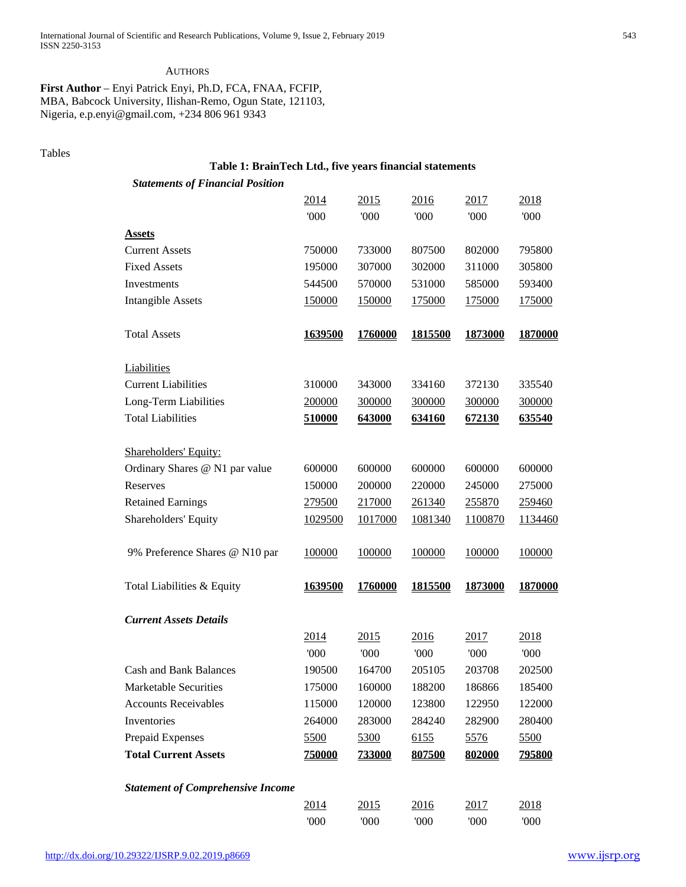AUTHORS

**First Author** – Enyi Patrick Enyi, Ph.D, FCA, FNAA, FCFIP, MBA, Babcock University, Ilishan-Remo, Ogun State, 121103, Nigeria, e.p.enyi@gmail.com, +234 806 961 9343

Tables

**Table 1: BrainTech Ltd., five years financial statements**

***Statements of Financial Position***

| | 2014 | 2015 | 2016 | 2017 | 2018 |
|---|---|---|---|---|---|
| | '000 | '000 | '000 | '000 | '000 |
| **Assets** | | | | | |
| Current Assets | 750000 | 733000 | 807500 | 802000 | 795800 |
| Fixed Assets | 195000 | 307000 | 302000 | 311000 | 305800 |
| Investments | 544500 | 570000 | 531000 | 585000 | 593400 |
| Intangible Assets | 150000 | 150000 | 175000 | 175000 | 175000 |
| Total Assets | **1639500** | **1760000** | **1815500** | **1873000** | **1870000** |
| Liabilities | | | | | |
| Current Liabilities | 310000 | 343000 | 334160 | 372130 | 335540 |
| Long-Term Liabilities | 200000 | 300000 | 300000 | 300000 | 300000 |
| Total Liabilities | **510000** | **643000** | **634160** | **672130** | **635540** |
| Shareholders' Equity: | | | | | |
| Ordinary Shares @ N1 par value | 600000 | 600000 | 600000 | 600000 | 600000 |
| Reserves | 150000 | 200000 | 220000 | 245000 | 275000 |
| Retained Earnings | 279500 | 217000 | 261340 | 255870 | 259460 |
| Shareholders' Equity | 1029500 | 1017000 | 1081340 | 1100870 | 1134460 |
| 9% Preference Shares @ N10 par | 100000 | 100000 | 100000 | 100000 | 100000 |
| Total Liabilities & Equity | **1639500** | **1760000** | **1815500** | **1873000** | **1870000** |

***Current Assets Details***

| | 2014 | 2015 | 2016 | 2017 | 2018 |
|---|---|---|---|---|---|
| | '000 | '000 | '000 | '000 | '000 |
| Cash and Bank Balances | 190500 | 164700 | 205105 | 203708 | 202500 |
| Marketable Securities | 175000 | 160000 | 188200 | 186866 | 185400 |
| Accounts Receivables | 115000 | 120000 | 123800 | 122950 | 122000 |
| Inventories | 264000 | 283000 | 284240 | 282900 | 280400 |
| Prepaid Expenses | 5500 | 5300 | 6155 | 5576 | 5500 |
| **Total Current Assets** | **750000** | **733000** | **807500** | **802000** | **795800** |

***Statement of Comprehensive Income***

| | 2014 | 2015 | 2016 | 2017 | 2018 |
|---|---|---|---|---|---|
| | '000 | '000 | '000 | '000 | '000 |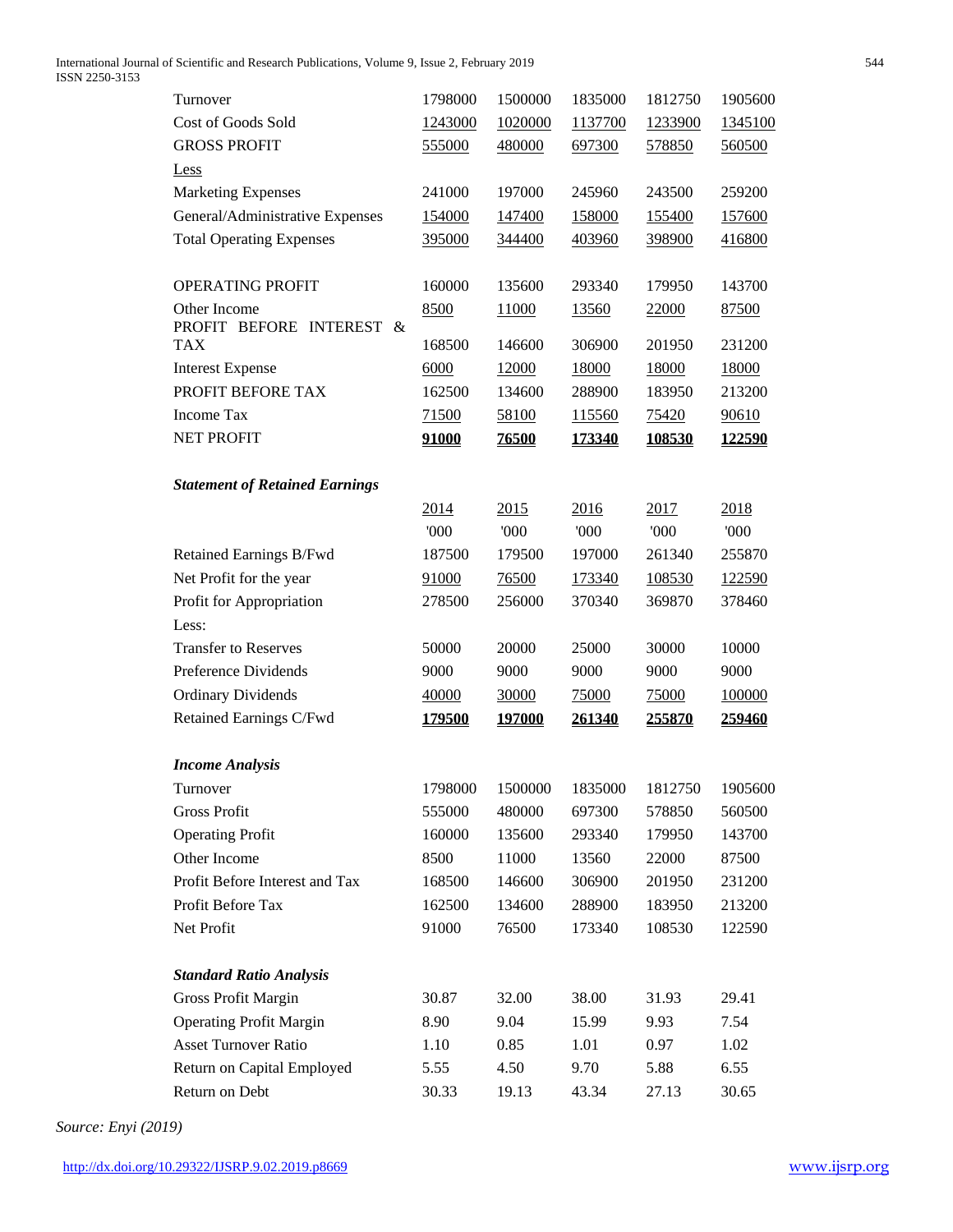| | | | | | |
|---|---|---|---|---|---|
| Turnover | 1798000 | 1500000 | 1835000 | 1812750 | 1905600 |
| Cost of Goods Sold | 1243000 | 1020000 | 1137700 | 1233900 | 1345100 |
| GROSS PROFIT | 555000 | 480000 | 697300 | 578850 | 560500 |
| Less | | | | | |
| Marketing Expenses | 241000 | 197000 | 245960 | 243500 | 259200 |
| General/Administrative Expenses | 154000 | 147400 | 158000 | 155400 | 157600 |
| Total Operating Expenses | 395000 | 344400 | 403960 | 398900 | 416800 |
| | | | | | |
| OPERATING PROFIT | 160000 | 135600 | 293340 | 179950 | 143700 |
| Other Income | 8500 | 11000 | 13560 | 22000 | 87500 |
| PROFIT BEFORE INTEREST & TAX | 168500 | 146600 | 306900 | 201950 | 231200 |
| Interest Expense | 6000 | 12000 | 18000 | 18000 | 18000 |
| PROFIT BEFORE TAX | 162500 | 134600 | 288900 | 183950 | 213200 |
| Income Tax | 71500 | 58100 | 115560 | 75420 | 90610 |
| NET PROFIT | **91000** | **76500** | **173340** | **108530** | **122590** |

***Statement of Retained Earnings***

| | 2014 | 2015 | 2016 | 2017 | 2018 |
|---|---|---|---|---|---|
| | '000 | '000 | '000 | '000 | '000 |
| Retained Earnings B/Fwd | 187500 | 179500 | 197000 | 261340 | 255870 |
| Net Profit for the year | 91000 | 76500 | 173340 | 108530 | 122590 |
| Profit for Appropriation | 278500 | 256000 | 370340 | 369870 | 378460 |
| Less: | | | | | |
| Transfer to Reserves | 50000 | 20000 | 25000 | 30000 | 10000 |
| Preference Dividends | 9000 | 9000 | 9000 | 9000 | 9000 |
| Ordinary Dividends | 40000 | 30000 | 75000 | 75000 | 100000 |
| Retained Earnings C/Fwd | **179500** | **197000** | **261340** | **255870** | **259460** |

***Income Analysis***

| | | | | | |
|---|---|---|---|---|---|
| Turnover | 1798000 | 1500000 | 1835000 | 1812750 | 1905600 |
| Gross Profit | 555000 | 480000 | 697300 | 578850 | 560500 |
| Operating Profit | 160000 | 135600 | 293340 | 179950 | 143700 |
| Other Income | 8500 | 11000 | 13560 | 22000 | 87500 |
| Profit Before Interest and Tax | 168500 | 146600 | 306900 | 201950 | 231200 |
| Profit Before Tax | 162500 | 134600 | 288900 | 183950 | 213200 |
| Net Profit | 91000 | 76500 | 173340 | 108530 | 122590 |

***Standard Ratio Analysis***

| | | | | | |
|---|---|---|---|---|---|
| Gross Profit Margin | 30.87 | 32.00 | 38.00 | 31.93 | 29.41 |
| Operating Profit Margin | 8.90 | 9.04 | 15.99 | 9.93 | 7.54 |
| Asset Turnover Ratio | 1.10 | 0.85 | 1.01 | 0.97 | 1.02 |
| Return on Capital Employed | 5.55 | 4.50 | 9.70 | 5.88 | 6.55 |
| Return on Debt | 30.33 | 19.13 | 43.34 | 27.13 | 30.65 |

*Source: Enyi (2019)*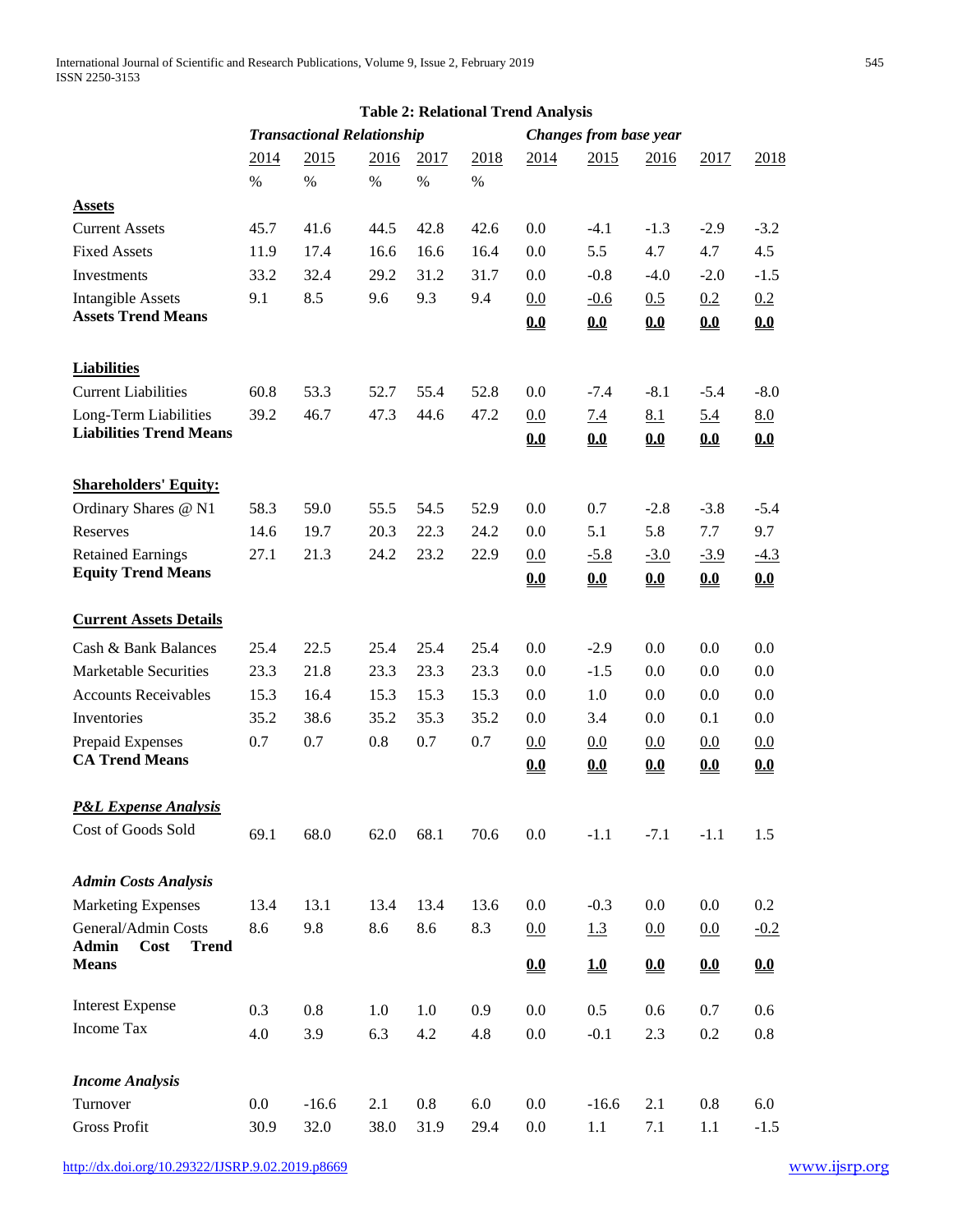**Table 2: Relational Trend Analysis**

| | *Transactional Relationship* | | | | | *Changes from base year* | | | | |
|---|---|---|---|---|---|---|---|---|---|---|
| | 2014 | 2015 | 2016 | 2017 | 2018 | 2014 | 2015 | 2016 | 2017 | 2018 |
| | % | % | % | % | % | | | | | |
| **Assets** | | | | | | | | | | |
| Current Assets | 45.7 | 41.6 | 44.5 | 42.8 | 42.6 | 0.0 | -4.1 | -1.3 | -2.9 | -3.2 |
| Fixed Assets | 11.9 | 17.4 | 16.6 | 16.6 | 16.4 | 0.0 | 5.5 | 4.7 | 4.7 | 4.5 |
| Investments | 33.2 | 32.4 | 29.2 | 31.2 | 31.7 | 0.0 | -0.8 | -4.0 | -2.0 | -1.5 |
| Intangible Assets | 9.1 | 8.5 | 9.6 | 9.3 | 9.4 | 0.0 | -0.6 | 0.5 | 0.2 | 0.2 |
| **Assets Trend Means** | | | | | | **0.0** | **0.0** | **0.0** | **0.0** | **0.0** |
| **Liabilities** | | | | | | | | | | |
| Current Liabilities | 60.8 | 53.3 | 52.7 | 55.4 | 52.8 | 0.0 | -7.4 | -8.1 | -5.4 | -8.0 |
| Long-Term Liabilities | 39.2 | 46.7 | 47.3 | 44.6 | 47.2 | 0.0 | 7.4 | 8.1 | 5.4 | 8.0 |
| **Liabilities Trend Means** | | | | | | **0.0** | **0.0** | **0.0** | **0.0** | **0.0** |
| **Shareholders' Equity:** | | | | | | | | | | |
| Ordinary Shares @ N1 | 58.3 | 59.0 | 55.5 | 54.5 | 52.9 | 0.0 | 0.7 | -2.8 | -3.8 | -5.4 |
| Reserves | 14.6 | 19.7 | 20.3 | 22.3 | 24.2 | 0.0 | 5.1 | 5.8 | 7.7 | 9.7 |
| Retained Earnings | 27.1 | 21.3 | 24.2 | 23.2 | 22.9 | 0.0 | -5.8 | -3.0 | -3.9 | -4.3 |
| **Equity Trend Means** | | | | | | **0.0** | **0.0** | **0.0** | **0.0** | **0.0** |
| **Current Assets Details** | | | | | | | | | | |
| Cash & Bank Balances | 25.4 | 22.5 | 25.4 | 25.4 | 25.4 | 0.0 | -2.9 | 0.0 | 0.0 | 0.0 |
| Marketable Securities | 23.3 | 21.8 | 23.3 | 23.3 | 23.3 | 0.0 | -1.5 | 0.0 | 0.0 | 0.0 |
| Accounts Receivables | 15.3 | 16.4 | 15.3 | 15.3 | 15.3 | 0.0 | 1.0 | 0.0 | 0.0 | 0.0 |
| Inventories | 35.2 | 38.6 | 35.2 | 35.3 | 35.2 | 0.0 | 3.4 | 0.0 | 0.1 | 0.0 |
| Prepaid Expenses | 0.7 | 0.7 | 0.8 | 0.7 | 0.7 | 0.0 | 0.0 | 0.0 | 0.0 | 0.0 |
| **CA Trend Means** | | | | | | **0.0** | **0.0** | **0.0** | **0.0** | **0.0** |
| ***P&L Expense Analysis*** | | | | | | | | | | |
| Cost of Goods Sold | 69.1 | 68.0 | 62.0 | 68.1 | 70.6 | 0.0 | -1.1 | -7.1 | -1.1 | 1.5 |
| ***Admin Costs Analysis*** | | | | | | | | | | |
| Marketing Expenses | 13.4 | 13.1 | 13.4 | 13.4 | 13.6 | 0.0 | -0.3 | 0.0 | 0.0 | 0.2 |
| General/Admin Costs | 8.6 | 9.8 | 8.6 | 8.6 | 8.3 | 0.0 | 1.3 | 0.0 | 0.0 | -0.2 |
| **Admin Cost Trend Means** | | | | | | **0.0** | **1.0** | **0.0** | **0.0** | **0.0** |
| Interest Expense | 0.3 | 0.8 | 1.0 | 1.0 | 0.9 | 0.0 | 0.5 | 0.6 | 0.7 | 0.6 |
| Income Tax | 4.0 | 3.9 | 6.3 | 4.2 | 4.8 | 0.0 | -0.1 | 2.3 | 0.2 | 0.8 |
| ***Income Analysis*** | | | | | | | | | | |
| Turnover | 0.0 | -16.6 | 2.1 | 0.8 | 6.0 | 0.0 | -16.6 | 2.1 | 0.8 | 6.0 |
| Gross Profit | 30.9 | 32.0 | 38.0 | 31.9 | 29.4 | 0.0 | 1.1 | 7.1 | 1.1 | -1.5 |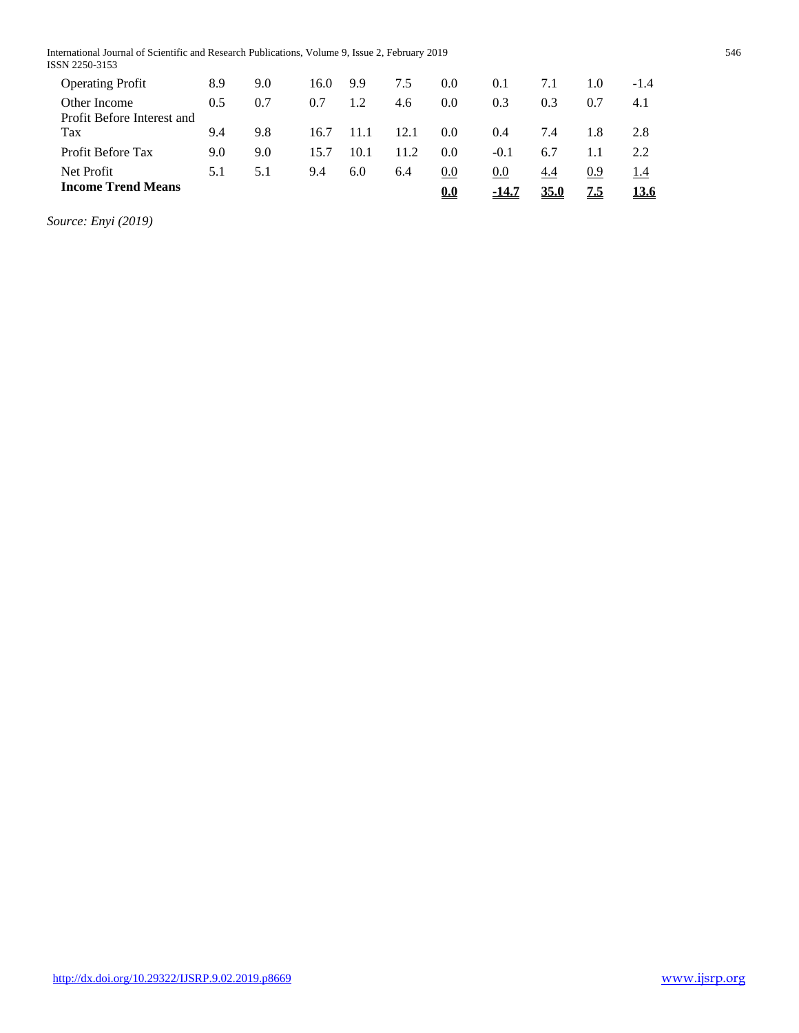| | | | | | | | | | | |
|---|---|---|---|---|---|---|---|---|---|---|
| Operating Profit | 8.9 | 9.0 | 16.0 | 9.9 | 7.5 | 0.0 | 0.1 | 7.1 | 1.0 | -1.4 |
| Other Income | 0.5 | 0.7 | 0.7 | 1.2 | 4.6 | 0.0 | 0.3 | 0.3 | 0.7 | 4.1 |
| Profit Before Interest and Tax | 9.4 | 9.8 | 16.7 | 11.1 | 12.1 | 0.0 | 0.4 | 7.4 | 1.8 | 2.8 |
| Profit Before Tax | 9.0 | 9.0 | 15.7 | 10.1 | 11.2 | 0.0 | -0.1 | 6.7 | 1.1 | 2.2 |
| Net Profit | 5.1 | 5.1 | 9.4 | 6.0 | 6.4 | 0.0 | 0.0 | 4.4 | 0.9 | 1.4 |
| **Income Trend Means** | | | | | | **0.0** | **-14.7** | **35.0** | **7.5** | **13.6** |

*Source: Enyi (2019)*